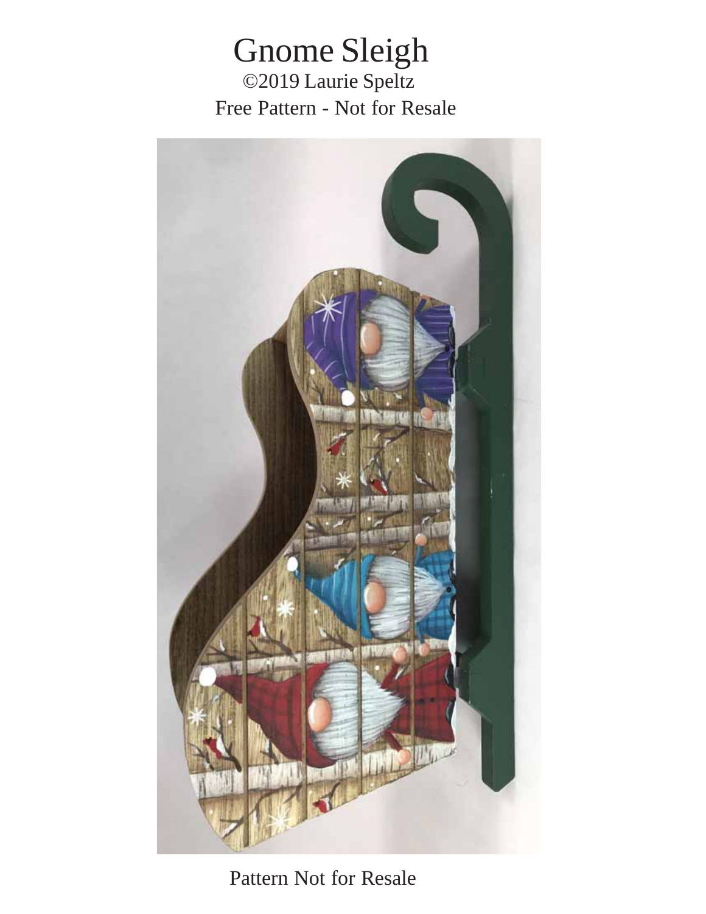# Gnome Sleigh

©2019 Laurie Speltz

Free Pattern - Not for Resale

Pattern Not for Resale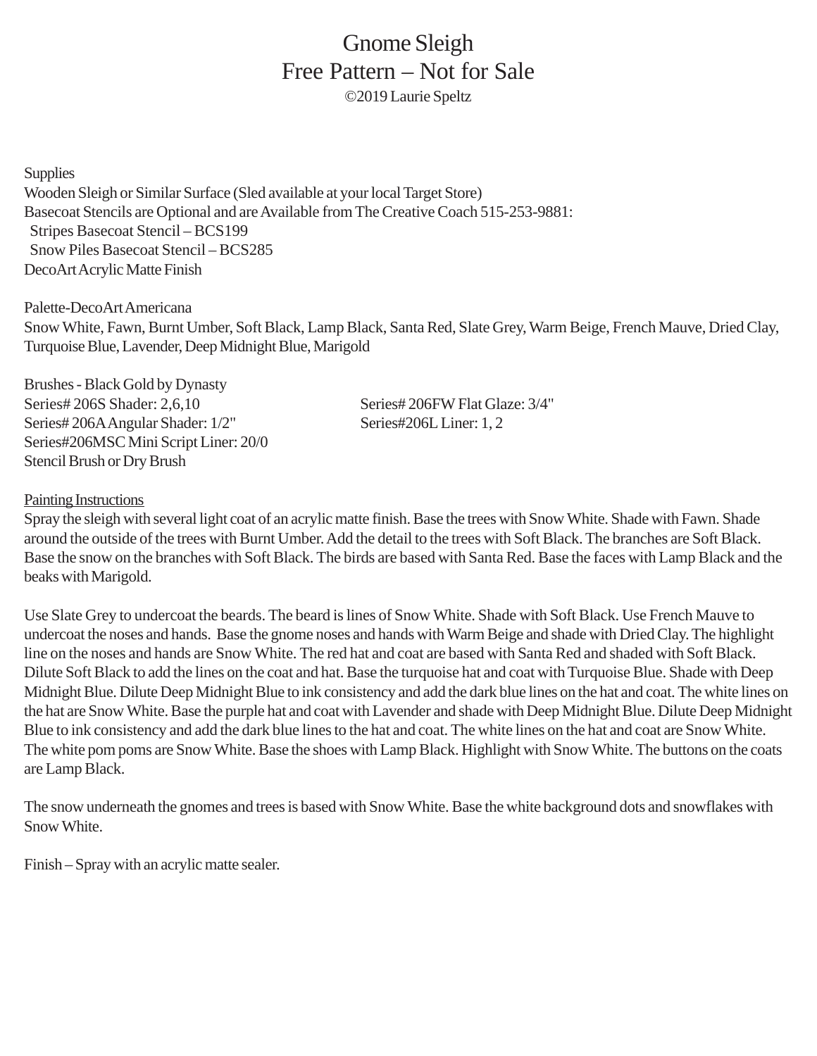# Gnome Sleigh
## Free Pattern – Not for Sale
©2019 Laurie Speltz

Supplies
Wooden Sleigh or Similar Surface (Sled available at your local Target Store)
Basecoat Stencils are Optional and are Available from The Creative Coach 515-253-9881:
  Stripes Basecoat Stencil – BCS199
  Snow Piles Basecoat Stencil – BCS285
DecoArt Acrylic Matte Finish

Palette-DecoArt Americana
Snow White, Fawn, Burnt Umber, Soft Black, Lamp Black, Santa Red, Slate Grey, Warm Beige, French Mauve, Dried Clay, Turquoise Blue, Lavender, Deep Midnight Blue, Marigold

Brushes - Black Gold by Dynasty
Series# 206S Shader: 2,6,10
Series# 206A Angular Shader: 1/2"
Series#206MSC Mini Script Liner: 20/0
Stencil Brush or Dry Brush
Series# 206FW Flat Glaze: 3/4"
Series#206L Liner: 1, 2

<u>Painting Instructions</u>
Spray the sleigh with several light coat of an acrylic matte finish. Base the trees with Snow White. Shade with Fawn. Shade around the outside of the trees with Burnt Umber. Add the detail to the trees with Soft Black. The branches are Soft Black. Base the snow on the branches with Soft Black. The birds are based with Santa Red. Base the faces with Lamp Black and the beaks with Marigold.

Use Slate Grey to undercoat the beards. The beard is lines of Snow White. Shade with Soft Black. Use French Mauve to undercoat the noses and hands. Base the gnome noses and hands with Warm Beige and shade with Dried Clay. The highlight line on the noses and hands are Snow White. The red hat and coat are based with Santa Red and shaded with Soft Black. Dilute Soft Black to add the lines on the coat and hat. Base the turquoise hat and coat with Turquoise Blue. Shade with Deep Midnight Blue. Dilute Deep Midnight Blue to ink consistency and add the dark blue lines on the hat and coat. The white lines on the hat are Snow White. Base the purple hat and coat with Lavender and shade with Deep Midnight Blue. Dilute Deep Midnight Blue to ink consistency and add the dark blue lines to the hat and coat. The white lines on the hat and coat are Snow White. The white pom poms are Snow White. Base the shoes with Lamp Black. Highlight with Snow White. The buttons on the coats are Lamp Black.

The snow underneath the gnomes and trees is based with Snow White. Base the white background dots and snowflakes with Snow White.

Finish – Spray with an acrylic matte sealer.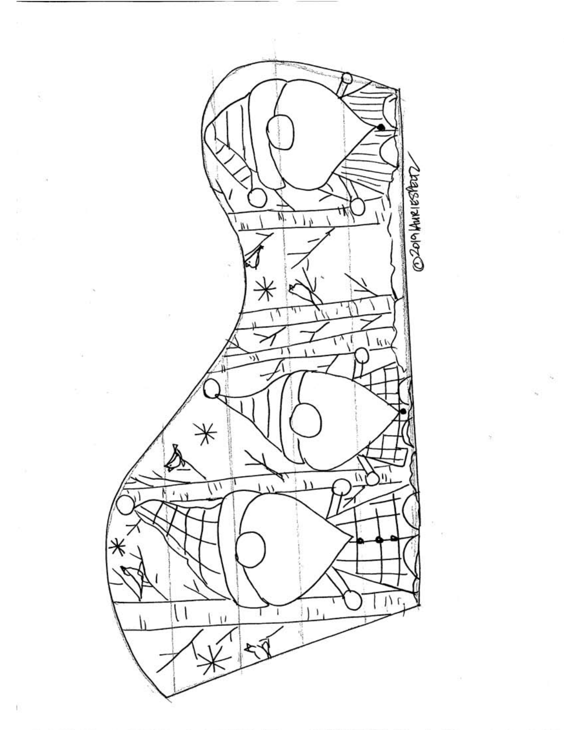©2019 Laurie Speltz